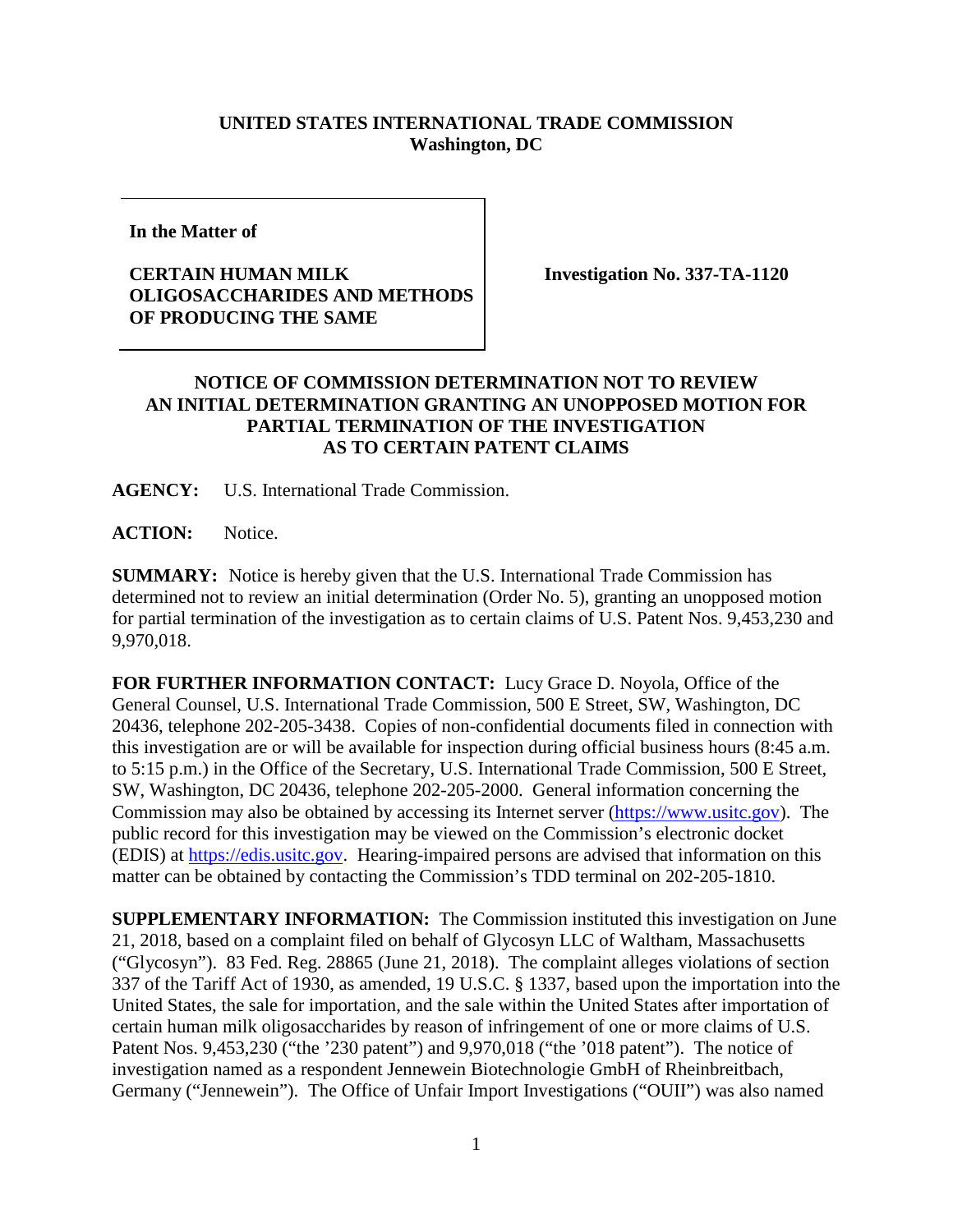**UNITED STATES INTERNATIONAL TRADE COMMISSION**
**Washington, DC**

| | |
|---|---|
| **In the Matter of**<br><br>**CERTAIN HUMAN MILK OLIGOSACCHARIDES AND METHODS OF PRODUCING THE SAME** | **Investigation No. 337-TA-1120** |

## NOTICE OF COMMISSION DETERMINATION NOT TO REVIEW AN INITIAL DETERMINATION GRANTING AN UNOPPOSED MOTION FOR PARTIAL TERMINATION OF THE INVESTIGATION AS TO CERTAIN PATENT CLAIMS

**AGENCY:** U.S. International Trade Commission.

**ACTION:** Notice.

**SUMMARY:** Notice is hereby given that the U.S. International Trade Commission has determined not to review an initial determination (Order No. 5), granting an unopposed motion for partial termination of the investigation as to certain claims of U.S. Patent Nos. 9,453,230 and 9,970,018.

**FOR FURTHER INFORMATION CONTACT:** Lucy Grace D. Noyola, Office of the General Counsel, U.S. International Trade Commission, 500 E Street, SW, Washington, DC 20436, telephone 202-205-3438. Copies of non-confidential documents filed in connection with this investigation are or will be available for inspection during official business hours (8:45 a.m. to 5:15 p.m.) in the Office of the Secretary, U.S. International Trade Commission, 500 E Street, SW, Washington, DC 20436, telephone 202-205-2000. General information concerning the Commission may also be obtained by accessing its Internet server (https://www.usitc.gov). The public record for this investigation may be viewed on the Commission's electronic docket (EDIS) at https://edis.usitc.gov. Hearing-impaired persons are advised that information on this matter can be obtained by contacting the Commission's TDD terminal on 202-205-1810.

**SUPPLEMENTARY INFORMATION:** The Commission instituted this investigation on June 21, 2018, based on a complaint filed on behalf of Glycosyn LLC of Waltham, Massachusetts ("Glycosyn"). 83 Fed. Reg. 28865 (June 21, 2018). The complaint alleges violations of section 337 of the Tariff Act of 1930, as amended, 19 U.S.C. § 1337, based upon the importation into the United States, the sale for importation, and the sale within the United States after importation of certain human milk oligosaccharides by reason of infringement of one or more claims of U.S. Patent Nos. 9,453,230 ("the '230 patent") and 9,970,018 ("the '018 patent"). The notice of investigation named as a respondent Jennewein Biotechnologie GmbH of Rheinbreitbach, Germany ("Jennewein"). The Office of Unfair Import Investigations ("OUII") was also named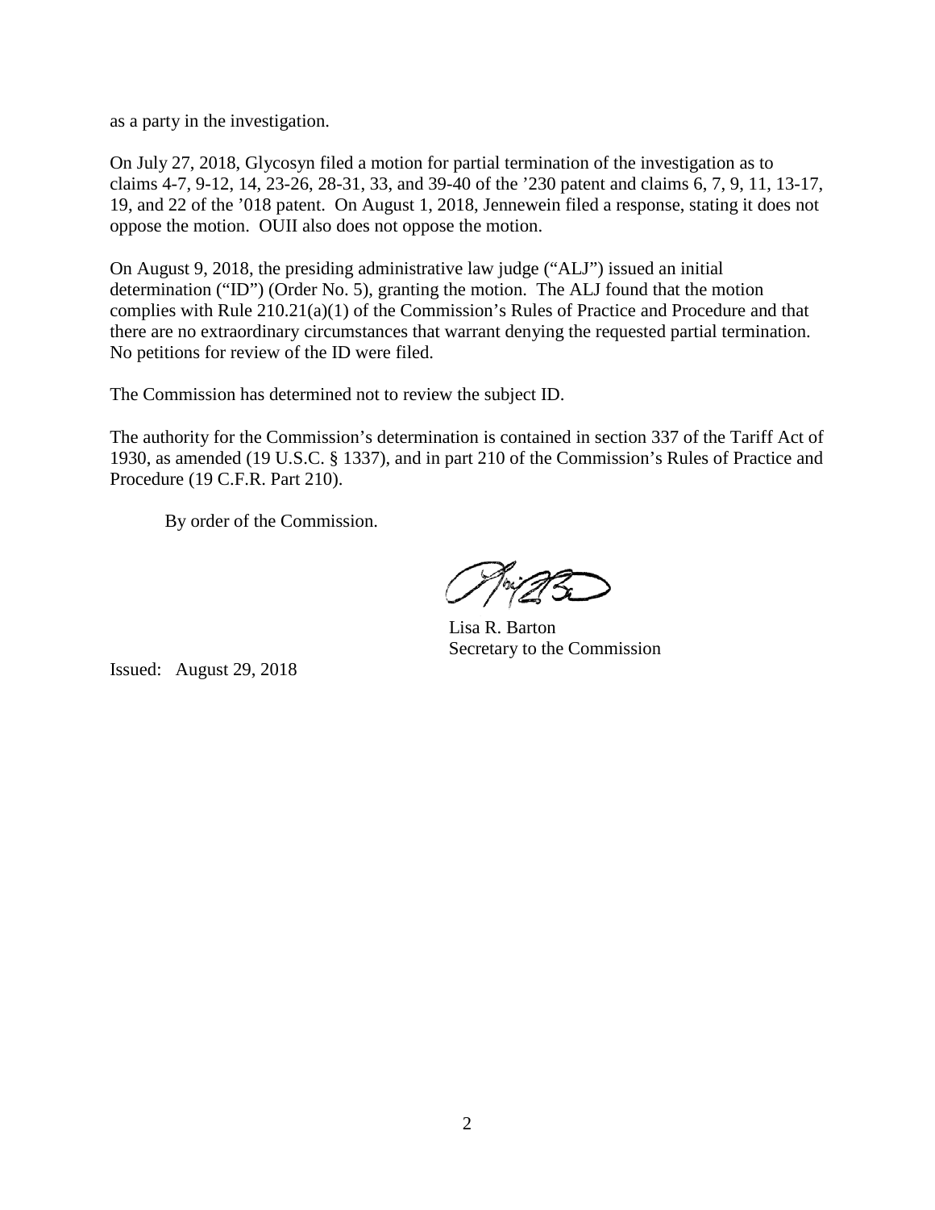as a party in the investigation.

On July 27, 2018, Glycosyn filed a motion for partial termination of the investigation as to claims 4-7, 9-12, 14, 23-26, 28-31, 33, and 39-40 of the '230 patent and claims 6, 7, 9, 11, 13-17, 19, and 22 of the '018 patent. On August 1, 2018, Jennewein filed a response, stating it does not oppose the motion. OUII also does not oppose the motion.

On August 9, 2018, the presiding administrative law judge ("ALJ") issued an initial determination ("ID") (Order No. 5), granting the motion. The ALJ found that the motion complies with Rule 210.21(a)(1) of the Commission's Rules of Practice and Procedure and that there are no extraordinary circumstances that warrant denying the requested partial termination. No petitions for review of the ID were filed.

The Commission has determined not to review the subject ID.

The authority for the Commission's determination is contained in section 337 of the Tariff Act of 1930, as amended (19 U.S.C. § 1337), and in part 210 of the Commission's Rules of Practice and Procedure (19 C.F.R. Part 210).

By order of the Commission.

Lisa R. Barton
Secretary to the Commission

Issued: August 29, 2018